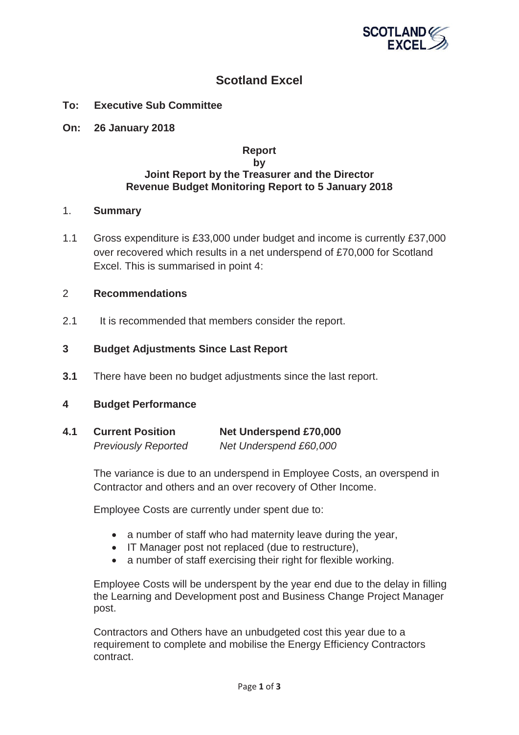# Scotland Excel

**To: Executive Sub Committee**

**On: 26 January 2018**

**Report**
**by**
**Joint Report by the Treasurer and the Director**
**Revenue Budget Monitoring Report to 5 January 2018**

## 1. Summary

1.1 Gross expenditure is £33,000 under budget and income is currently £37,000 over recovered which results in a net underspend of £70,000 for Scotland Excel. This is summarised in point 4:

## 2 Recommendations

2.1 It is recommended that members consider the report.

## 3 Budget Adjustments Since Last Report

**3.1** There have been no budget adjustments since the last report.

## 4 Budget Performance

**4.1 Current Position** **Net Underspend £70,000**
*Previously Reported* *Net Underspend £60,000*

The variance is due to an underspend in Employee Costs, an overspend in Contractor and others and an over recovery of Other Income.

Employee Costs are currently under spent due to:

- a number of staff who had maternity leave during the year,
- IT Manager post not replaced (due to restructure),
- a number of staff exercising their right for flexible working.

Employee Costs will be underspent by the year end due to the delay in filling the Learning and Development post and Business Change Project Manager post.

Contractors and Others have an unbudgeted cost this year due to a requirement to complete and mobilise the Energy Efficiency Contractors contract.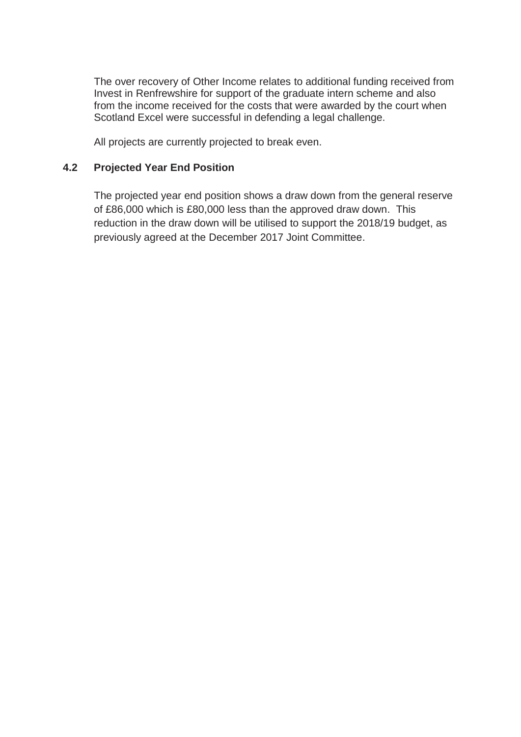The over recovery of Other Income relates to additional funding received from Invest in Renfrewshire for support of the graduate intern scheme and also from the income received for the costs that were awarded by the court when Scotland Excel were successful in defending a legal challenge.

All projects are currently projected to break even.

### 4.2 Projected Year End Position

The projected year end position shows a draw down from the general reserve of £86,000 which is £80,000 less than the approved draw down. This reduction in the draw down will be utilised to support the 2018/19 budget, as previously agreed at the December 2017 Joint Committee.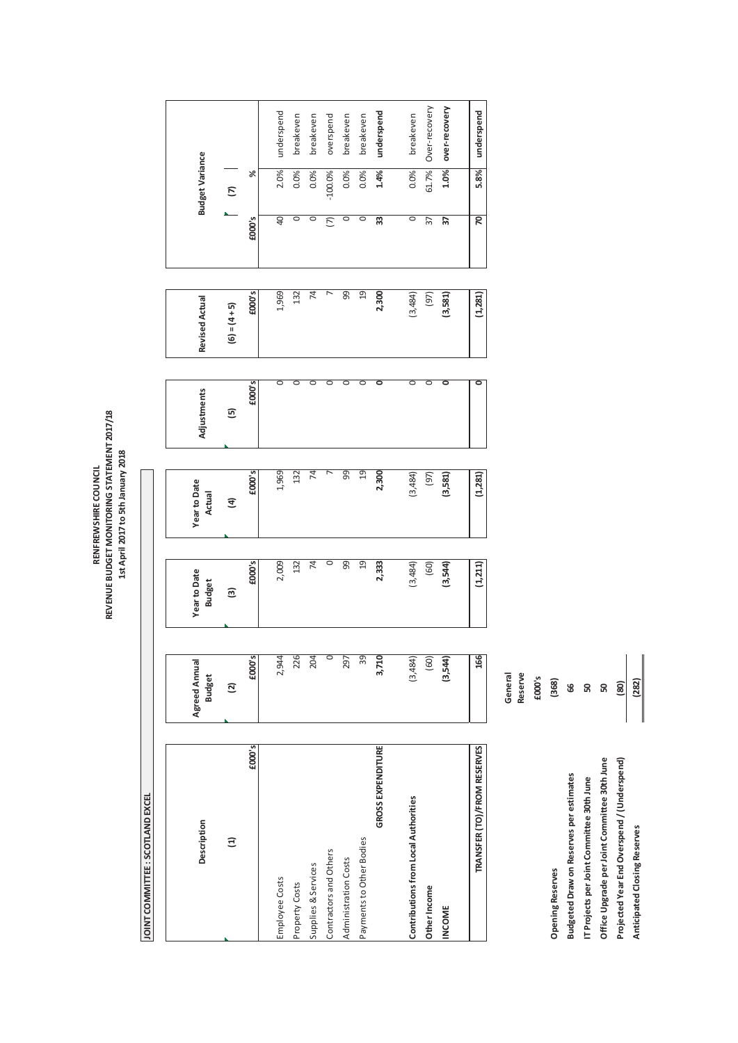# RENFREWSHIRE COUNCIL
## REVENUE BUDGET MONITORING STATEMENT 2017/18
### 1st April 2017 to 5th January 2018

**JOINT COMMITTEE : SCOTLAND EXCEL**

| Description | Agreed Annual Budget | Year to Date Budget | Year to Date Actual | Adjustments | Revised Actual | Budget Variance | | |
|---|---|---|---|---|---|---|---|---|
| (1) | (2) | (3) | (4) | (5) | (6) = (4 + 5) | (7) | | |
| £000's | £000's | £000's | £000's | £000's | £000's | £000's | % | |
| Employee Costs | 2,944 | 2,009 | 1,969 | 0 | 1,969 | 40 | 2.0% | underspend |
| Property Costs | 226 | 132 | 132 | 0 | 132 | 0 | 0.0% | breakeven |
| Supplies & Services | 204 | 74 | 74 | 0 | 74 | 0 | 0.0% | breakeven |
| Contractors and Others | 0 | 0 | 7 | 0 | 7 | (7) | -100.0% | overspend |
| Administration Costs | 297 | 99 | 99 | 0 | 99 | 0 | 0.0% | breakeven |
| Payments to Other Bodies | 39 | 19 | 19 | 0 | 19 | 0 | 0.0% | breakeven |
| **GROSS EXPENDITURE** | **3,710** | **2,333** | **2,300** | **0** | **2,300** | **33** | **1.4%** | **underspend** |
| **Contributions from Local Authorities** | (3,484) | (3,484) | (3,484) | 0 | (3,484) | 0 | 0.0% | breakeven |
| **Other Income** | (60) | (60) | (97) | 0 | (97) | 37 | 61.7% | Over-recovery |
| **INCOME** | **(3,544)** | **(3,544)** | **(3,581)** | **0** | **(3,581)** | **37** | **1.0%** | **over-recovery** |
| **TRANSFER (TO)/FROM RESERVES** | **166** | **(1,211)** | **(1,281)** | **0** | **(1,281)** | **70** | **5.8%** | **underspend** |

| | General Reserve |
|---|---|
| | £000's |
| **Opening Reserves** | **(368)** |
| **Budgeted Draw on Reserves per estimates** | **66** |
| **IT Projects per Joint Committee 30th June** | **50** |
| **Office Upgrade per Joint Committee 30th June** | **50** |
| **Projected Year End Overspend / (Underspend)** | **(80)** |
| **Anticipated Closing Reserves** | **(282)** |